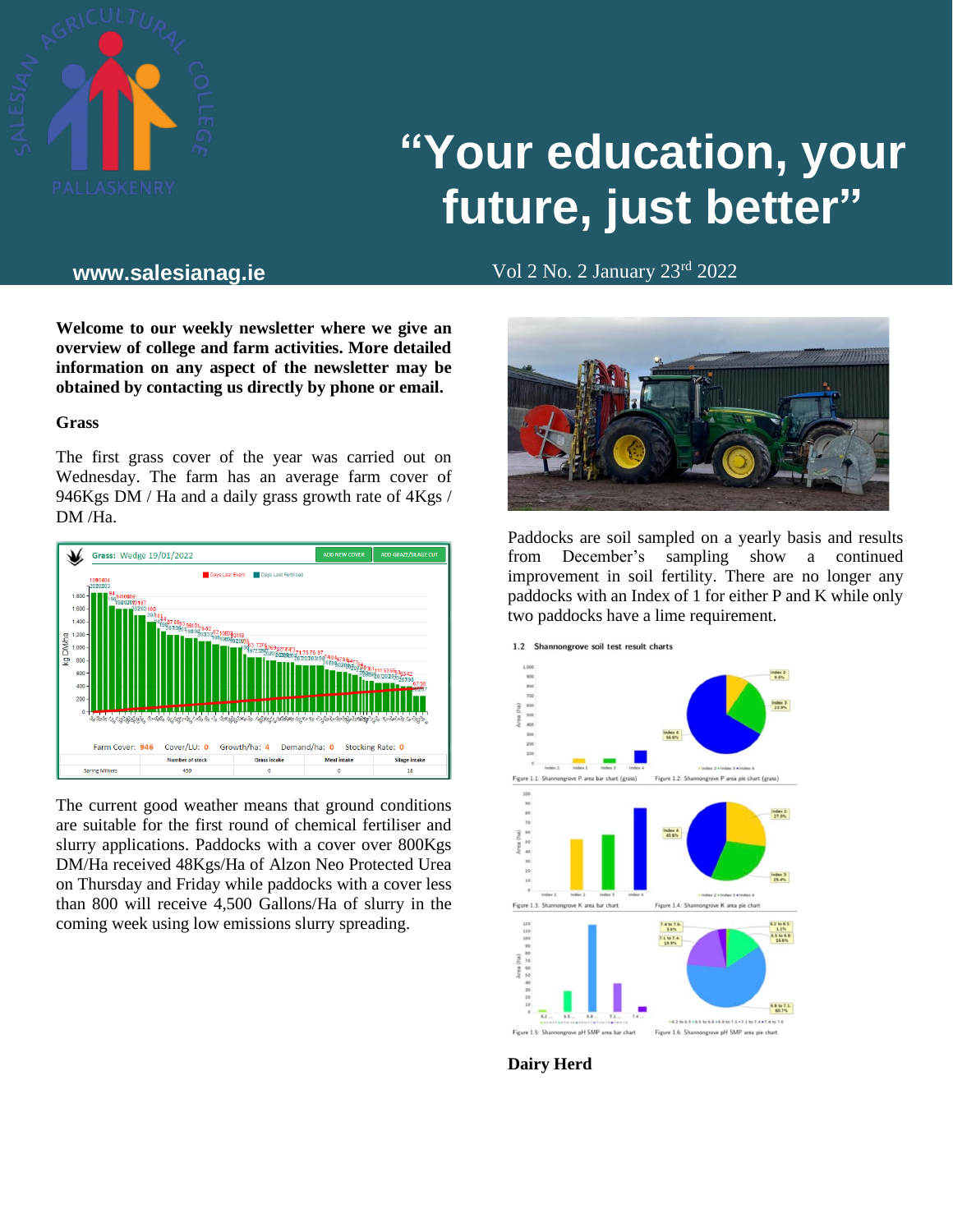# "Your education, your future, just better"

**www.salesianag.ie** Vol 2 No. 2 January 23rd 2022

**Welcome to our weekly newsletter where we give an overview of college and farm activities. More detailed information on any aspect of the newsletter may be obtained by contacting us directly by phone or email.**

**Grass**

The first grass cover of the year was carried out on Wednesday. The farm has an average farm cover of 946Kgs DM / Ha and a daily grass growth rate of 4Kgs / DM /Ha.

The current good weather means that ground conditions are suitable for the first round of chemical fertiliser and slurry applications. Paddocks with a cover over 800Kgs DM/Ha received 48Kgs/Ha of Alzon Neo Protected Urea on Thursday and Friday while paddocks with a cover less than 800 will receive 4,500 Gallons/Ha of slurry in the coming week using low emissions slurry spreading.

Paddocks are soil sampled on a yearly basis and results from December's sampling show a continued improvement in soil fertility. There are no longer any paddocks with an Index of 1 for either P and K while only two paddocks have a lime requirement.

1.2 Shannongrove soil test result charts

Figure 1.1: Shannongrove P area bar chart (grass) Figure 1.2: Shannongrove P area pie chart (grass)

Figure 1.3: Shannongrove K area bar chart Figure 1.4: Shannongrove K area pie chart

Figure 1.5: Shannongrove pH SMP area bar chart Figure 1.6: Shannongrove pH SMP area pie chart

**Dairy Herd**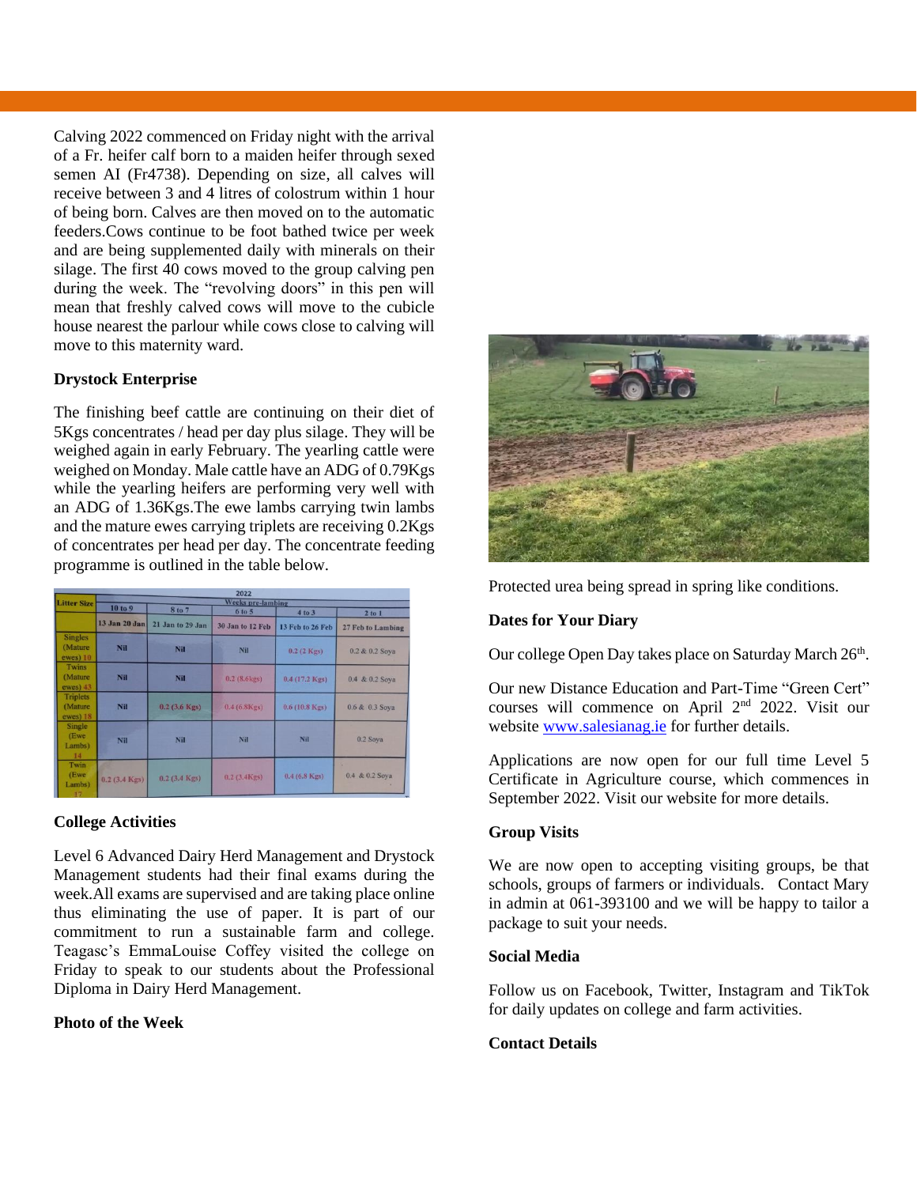Calving 2022 commenced on Friday night with the arrival of a Fr. heifer calf born to a maiden heifer through sexed semen AI (Fr4738). Depending on size, all calves will receive between 3 and 4 litres of colostrum within 1 hour of being born. Calves are then moved on to the automatic feeders.Cows continue to be foot bathed twice per week and are being supplemented daily with minerals on their silage. The first 40 cows moved to the group calving pen during the week. The "revolving doors" in this pen will mean that freshly calved cows will move to the cubicle house nearest the parlour while cows close to calving will move to this maternity ward.

### Drystock Enterprise

The finishing beef cattle are continuing on their diet of 5Kgs concentrates / head per day plus silage. They will be weighed again in early February. The yearling cattle were weighed on Monday. Male cattle have an ADG of 0.79Kgs while the yearling heifers are performing very well with an ADG of 1.36Kgs.The ewe lambs carrying twin lambs and the mature ewes carrying triplets are receiving 0.2Kgs of concentrates per head per day. The concentrate feeding programme is outlined in the table below.

| Litter Size | 2022 Weeks pre-lambing | | | | |
|---|---|---|---|---|---|
| | 10 to 9 | 8 to 7 | 6 to 5 | 4 to 3 | 2 to 1 |
| | 13 Jan 20 Jan | 21 Jan to 29 Jan | 30 Jan to 12 Feb | 13 Feb to 26 Feb | 27 Feb to Lambing |
| Singles (Mature ewes) 10 | Nil | Nil | Nil | 0.2 (2 Kgs) | 0.2 & 0.2 Soya |
| Twins (Mature ewes) 43 | Nil | Nil | 0.2 (8.6kgs) | 0.4 (17.2 Kgs) | 0.4 & 0.2 Soya |
| Triplets (Mature ewes) 18 | Nil | 0.2 (3.6 Kgs) | 0.4 (6.8Kgs) | 0.6 (10.8 Kgs) | 0.6 & 0.3 Soya |
| Single (Ewe Lambs) 14 | Nil | Nil | Nil | Nil | 0.2 Soya |
| Twin (Ewe Lambs) 17 | 0.2 (3.4 Kgs) | 0.2 (3.4 Kgs) | 0.2 (3.4Kgs) | 0.4 (6.8 Kgs) | 0.4 & 0.2 Soya |

### College Activities

Level 6 Advanced Dairy Herd Management and Drystock Management students had their final exams during the week.All exams are supervised and are taking place online thus eliminating the use of paper. It is part of our commitment to run a sustainable farm and college. Teagasc's EmmaLouise Coffey visited the college on Friday to speak to our students about the Professional Diploma in Dairy Herd Management.

### Photo of the Week

Protected urea being spread in spring like conditions.

### Dates for Your Diary

Our college Open Day takes place on Saturday March 26th.

Our new Distance Education and Part-Time "Green Cert" courses will commence on April 2nd 2022. Visit our website www.salesianag.ie for further details.

Applications are now open for our full time Level 5 Certificate in Agriculture course, which commences in September 2022. Visit our website for more details.

### Group Visits

We are now open to accepting visiting groups, be that schools, groups of farmers or individuals. Contact Mary in admin at 061-393100 and we will be happy to tailor a package to suit your needs.

### Social Media

Follow us on Facebook, Twitter, Instagram and TikTok for daily updates on college and farm activities.

### Contact Details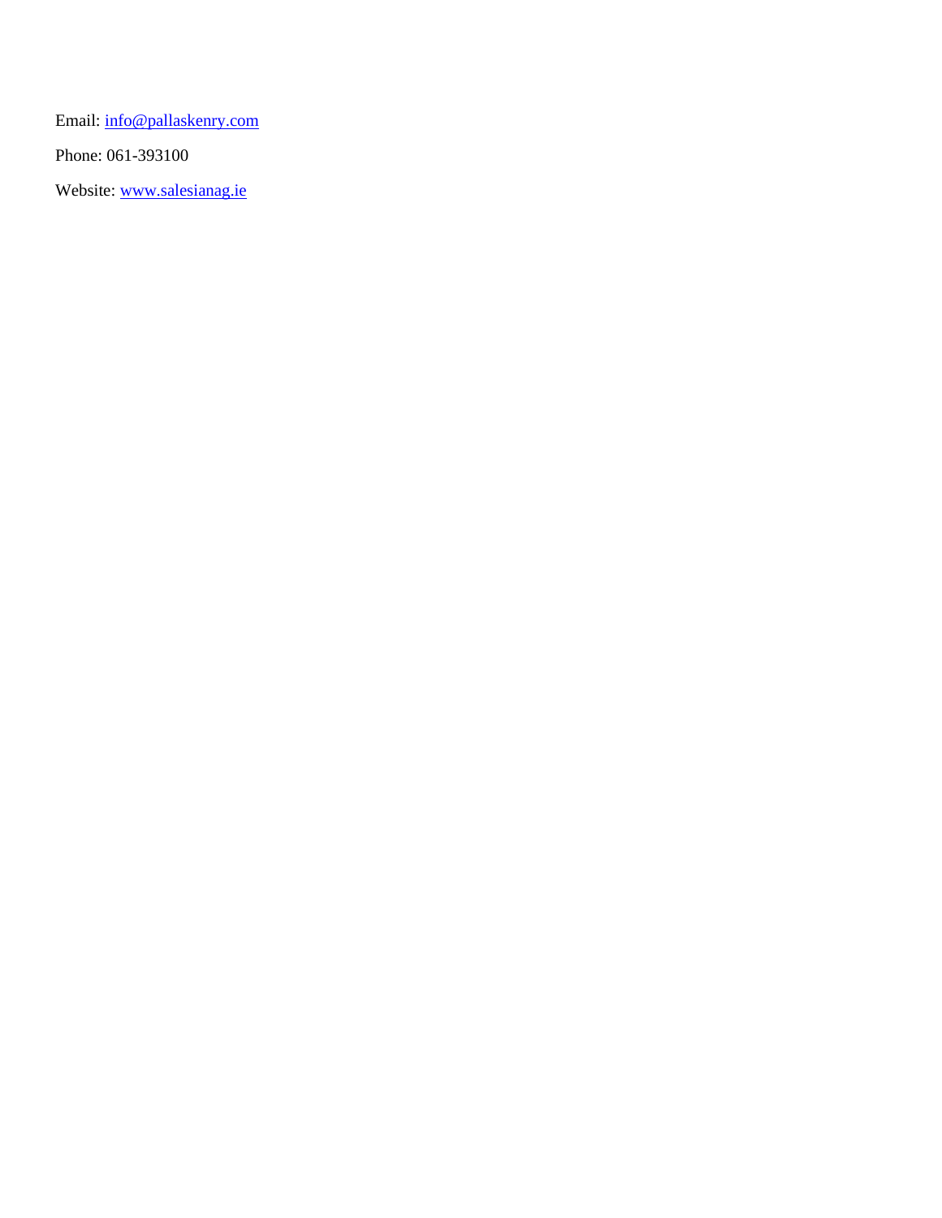Email: [info@pallaskenry.com](mailto:info@pallaskenry.com)

Phone: 061-393100

Website: [www.salesianag.ie](http://www.salesianag.ie)